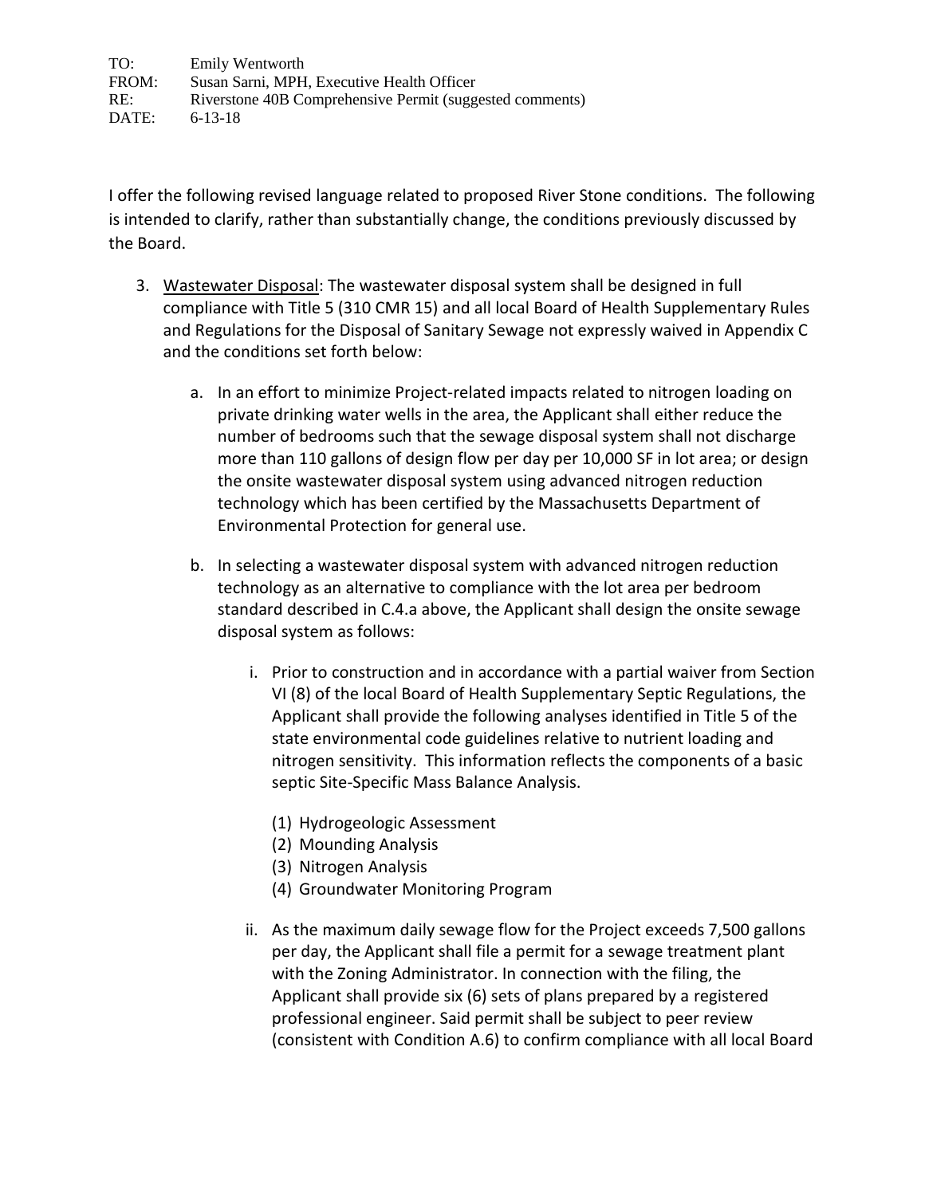TO: Emily Wentworth
FROM: Susan Sarni, MPH, Executive Health Officer
RE: Riverstone 40B Comprehensive Permit (suggested comments)
DATE: 6-13-18

I offer the following revised language related to proposed River Stone conditions. The following is intended to clarify, rather than substantially change, the conditions previously discussed by the Board.

3. Wastewater Disposal: The wastewater disposal system shall be designed in full compliance with Title 5 (310 CMR 15) and all local Board of Health Supplementary Rules and Regulations for the Disposal of Sanitary Sewage not expressly waived in Appendix C and the conditions set forth below:

    a. In an effort to minimize Project-related impacts related to nitrogen loading on private drinking water wells in the area, the Applicant shall either reduce the number of bedrooms such that the sewage disposal system shall not discharge more than 110 gallons of design flow per day per 10,000 SF in lot area; or design the onsite wastewater disposal system using advanced nitrogen reduction technology which has been certified by the Massachusetts Department of Environmental Protection for general use.

    b. In selecting a wastewater disposal system with advanced nitrogen reduction technology as an alternative to compliance with the lot area per bedroom standard described in C.4.a above, the Applicant shall design the onsite sewage disposal system as follows:

        i. Prior to construction and in accordance with a partial waiver from Section VI (8) of the local Board of Health Supplementary Septic Regulations, the Applicant shall provide the following analyses identified in Title 5 of the state environmental code guidelines relative to nutrient loading and nitrogen sensitivity. This information reflects the components of a basic septic Site-Specific Mass Balance Analysis.

            (1) Hydrogeologic Assessment
            (2) Mounding Analysis
            (3) Nitrogen Analysis
            (4) Groundwater Monitoring Program

        ii. As the maximum daily sewage flow for the Project exceeds 7,500 gallons per day, the Applicant shall file a permit for a sewage treatment plant with the Zoning Administrator. In connection with the filing, the Applicant shall provide six (6) sets of plans prepared by a registered professional engineer. Said permit shall be subject to peer review (consistent with Condition A.6) to confirm compliance with all local Board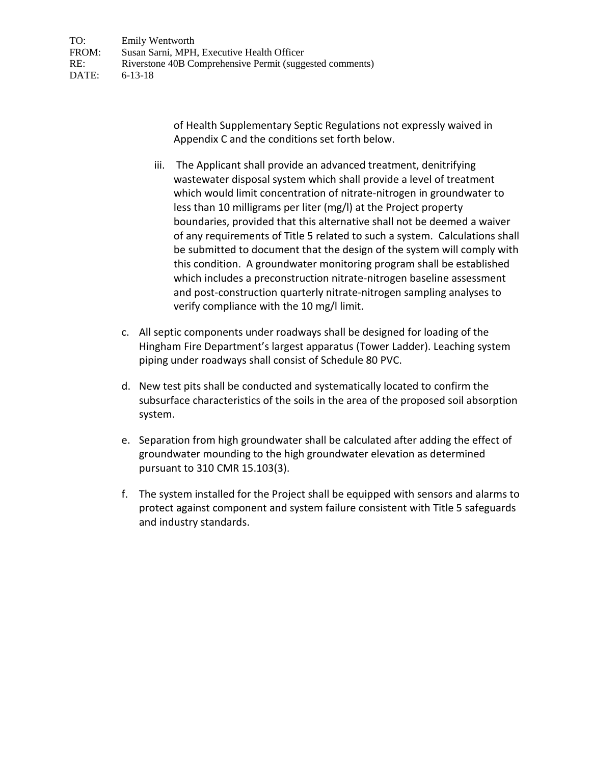of Health Supplementary Septic Regulations not expressly waived in Appendix C and the conditions set forth below.

iii. The Applicant shall provide an advanced treatment, denitrifying wastewater disposal system which shall provide a level of treatment which would limit concentration of nitrate-nitrogen in groundwater to less than 10 milligrams per liter (mg/l) at the Project property boundaries, provided that this alternative shall not be deemed a waiver of any requirements of Title 5 related to such a system. Calculations shall be submitted to document that the design of the system will comply with this condition. A groundwater monitoring program shall be established which includes a preconstruction nitrate-nitrogen baseline assessment and post-construction quarterly nitrate-nitrogen sampling analyses to verify compliance with the 10 mg/l limit.

c. All septic components under roadways shall be designed for loading of the Hingham Fire Department's largest apparatus (Tower Ladder). Leaching system piping under roadways shall consist of Schedule 80 PVC.

d. New test pits shall be conducted and systematically located to confirm the subsurface characteristics of the soils in the area of the proposed soil absorption system.

e. Separation from high groundwater shall be calculated after adding the effect of groundwater mounding to the high groundwater elevation as determined pursuant to 310 CMR 15.103(3).

f. The system installed for the Project shall be equipped with sensors and alarms to protect against component and system failure consistent with Title 5 safeguards and industry standards.